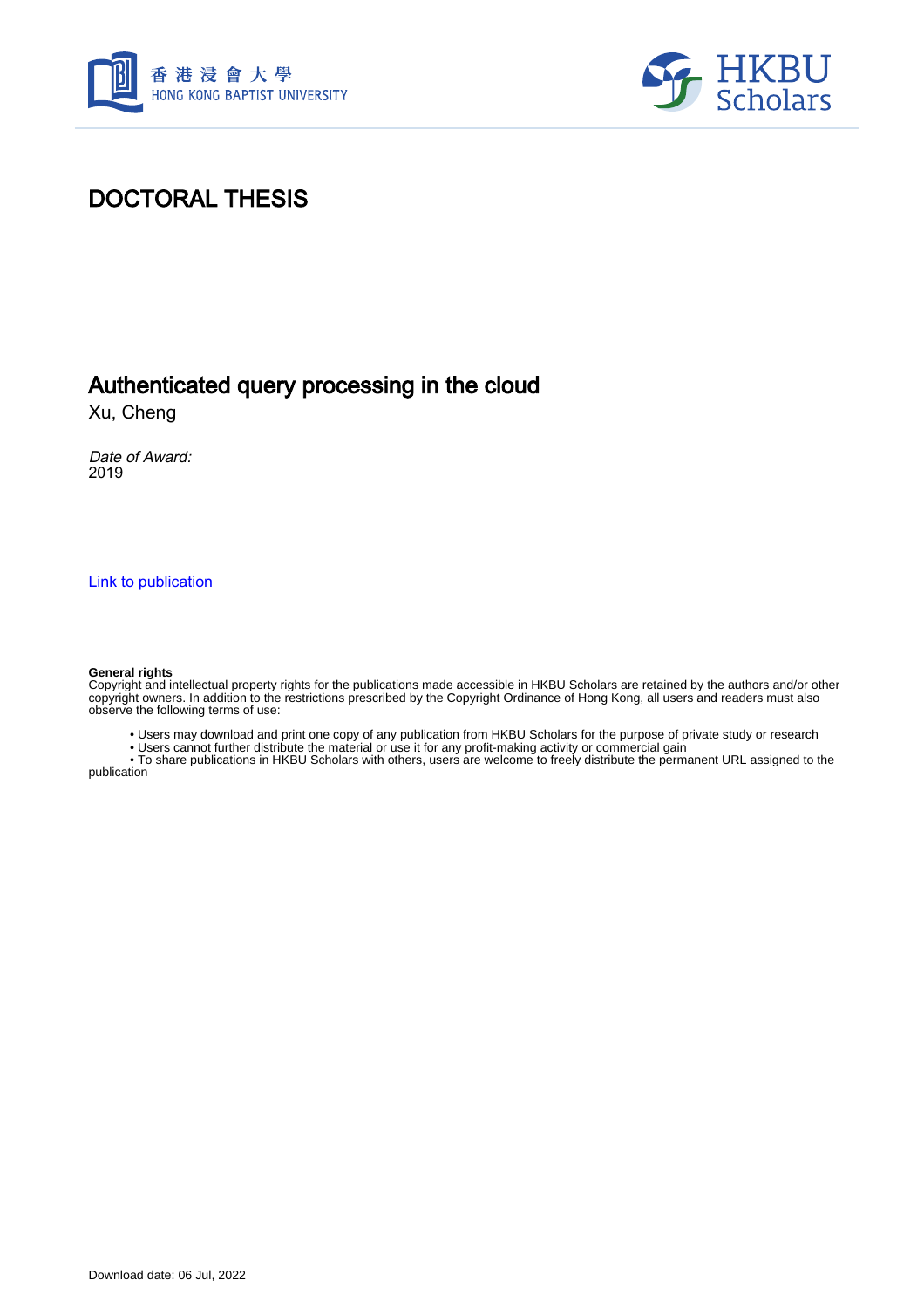# DOCTORAL THESIS

## Authenticated query processing in the cloud

Xu, Cheng

*Date of Award:*
2019

Link to publication

**General rights**
Copyright and intellectual property rights for the publications made accessible in HKBU Scholars are retained by the authors and/or other copyright owners. In addition to the restrictions prescribed by the Copyright Ordinance of Hong Kong, all users and readers must also observe the following terms of use:

- Users may download and print one copy of any publication from HKBU Scholars for the purpose of private study or research
- Users cannot further distribute the material or use it for any profit-making activity or commercial gain
- To share publications in HKBU Scholars with others, users are welcome to freely distribute the permanent URL assigned to the publication

Download date: 06 Jul, 2022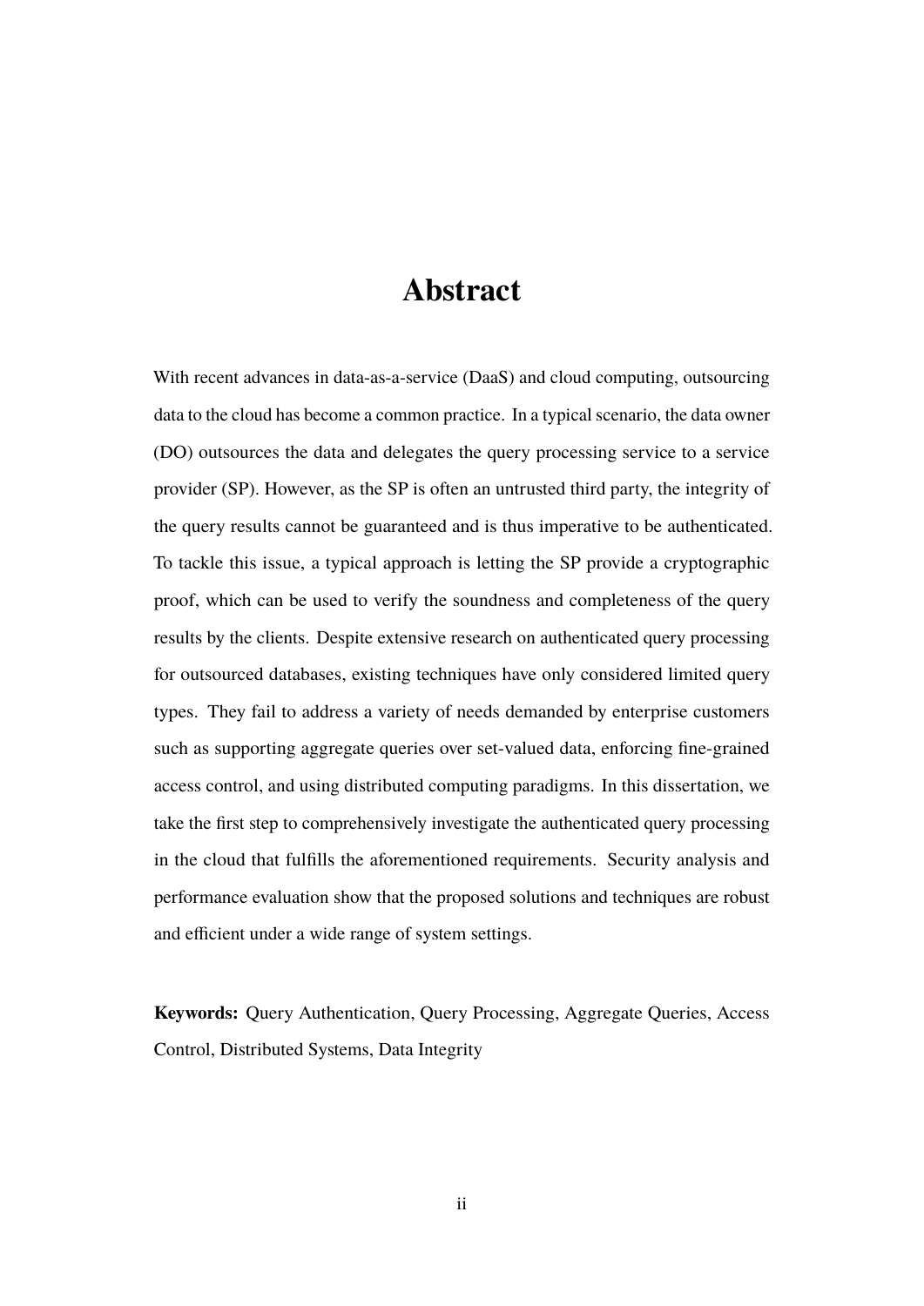# Abstract

With recent advances in data-as-a-service (DaaS) and cloud computing, outsourcing data to the cloud has become a common practice. In a typical scenario, the data owner (DO) outsources the data and delegates the query processing service to a service provider (SP). However, as the SP is often an untrusted third party, the integrity of the query results cannot be guaranteed and is thus imperative to be authenticated. To tackle this issue, a typical approach is letting the SP provide a cryptographic proof, which can be used to verify the soundness and completeness of the query results by the clients. Despite extensive research on authenticated query processing for outsourced databases, existing techniques have only considered limited query types. They fail to address a variety of needs demanded by enterprise customers such as supporting aggregate queries over set-valued data, enforcing fine-grained access control, and using distributed computing paradigms. In this dissertation, we take the first step to comprehensively investigate the authenticated query processing in the cloud that fulfills the aforementioned requirements. Security analysis and performance evaluation show that the proposed solutions and techniques are robust and efficient under a wide range of system settings.

**Keywords:** Query Authentication, Query Processing, Aggregate Queries, Access Control, Distributed Systems, Data Integrity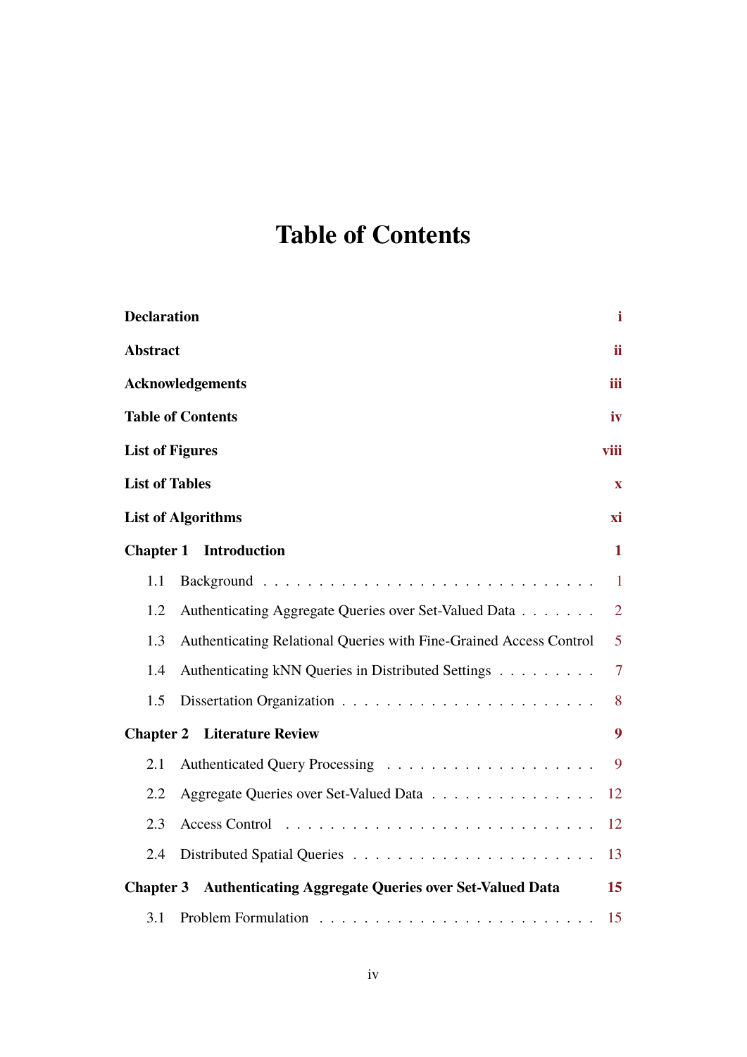# Table of Contents

**Declaration** **i**

**Abstract** **ii**

**Acknowledgements** **iii**

**Table of Contents** **iv**

**List of Figures** **viii**

**List of Tables** **x**

**List of Algorithms** **xi**

**Chapter 1 Introduction** **1**

- 1.1 Background . . . . . . . . . . . . . . . . . . . . . . . . . . . . 1
- 1.2 Authenticating Aggregate Queries over Set-Valued Data . . . . . . . . 2
- 1.3 Authenticating Relational Queries with Fine-Grained Access Control 5
- 1.4 Authenticating kNN Queries in Distributed Settings . . . . . . . . . 7
- 1.5 Dissertation Organization . . . . . . . . . . . . . . . . . . . . . . 8

**Chapter 2 Literature Review** **9**

- 2.1 Authenticated Query Processing . . . . . . . . . . . . . . . . . . . 9
- 2.2 Aggregate Queries over Set-Valued Data . . . . . . . . . . . . . . . 12
- 2.3 Access Control . . . . . . . . . . . . . . . . . . . . . . . . . . . 12
- 2.4 Distributed Spatial Queries . . . . . . . . . . . . . . . . . . . . . 13

**Chapter 3 Authenticating Aggregate Queries over Set-Valued Data** **15**

- 3.1 Problem Formulation . . . . . . . . . . . . . . . . . . . . . . . . . 15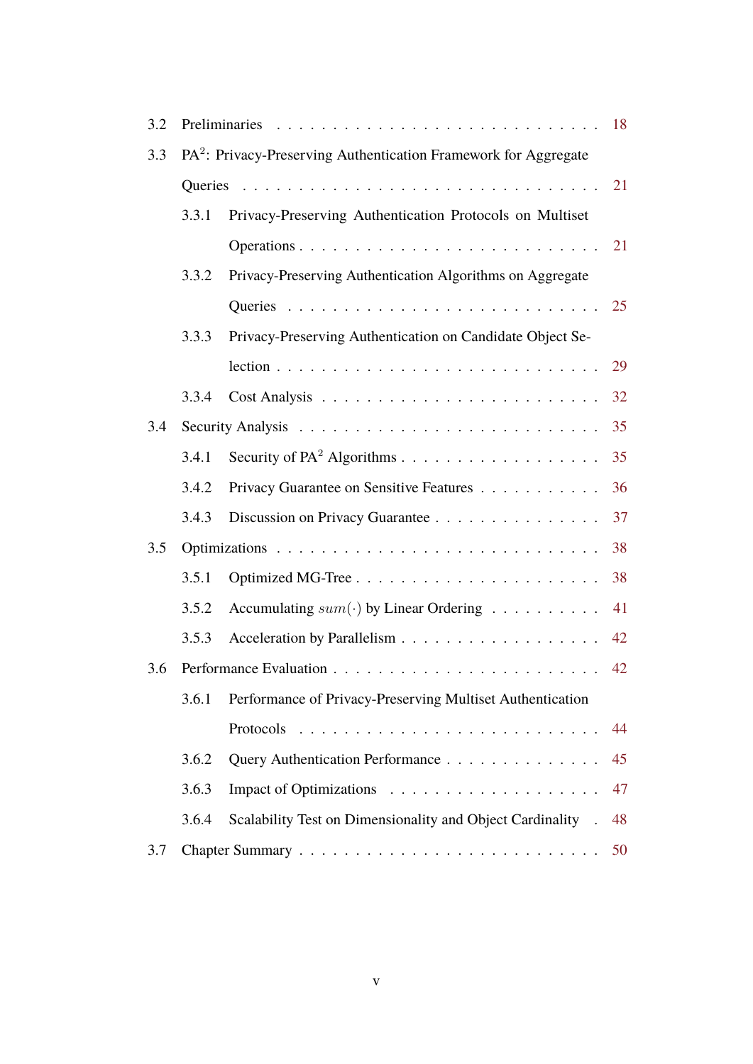3.2 Preliminaries . . . . . . . . . . . . . . . . . . . . . . . . . . . . 18

3.3 PA$^2$: Privacy-Preserving Authentication Framework for Aggregate Queries . . . . . . . . . . . . . . . . . . . . . . . . . . . . 21

  3.3.1 Privacy-Preserving Authentication Protocols on Multiset Operations . . . . . . . . . . . . . . . . . . . . . . . . . 21

  3.3.2 Privacy-Preserving Authentication Algorithms on Aggregate Queries . . . . . . . . . . . . . . . . . . . . . . . . . 25

  3.3.3 Privacy-Preserving Authentication on Candidate Object Selection . . . . . . . . . . . . . . . . . . . . . . . . . 29

  3.3.4 Cost Analysis . . . . . . . . . . . . . . . . . . . . . . . 32

3.4 Security Analysis . . . . . . . . . . . . . . . . . . . . . . . . 35

  3.4.1 Security of PA$^2$ Algorithms . . . . . . . . . . . . . . . . . . 35

  3.4.2 Privacy Guarantee on Sensitive Features . . . . . . . . . . . 36

  3.4.3 Discussion on Privacy Guarantee . . . . . . . . . . . . . . . 37

3.5 Optimizations . . . . . . . . . . . . . . . . . . . . . . . . . . 38

  3.5.1 Optimized MG-Tree . . . . . . . . . . . . . . . . . . . . . 38

  3.5.2 Accumulating $sum(\cdot)$ by Linear Ordering . . . . . . . . . . 41

  3.5.3 Acceleration by Parallelism . . . . . . . . . . . . . . . . . . 42

3.6 Performance Evaluation . . . . . . . . . . . . . . . . . . . . . . 42

  3.6.1 Performance of Privacy-Preserving Multiset Authentication Protocols . . . . . . . . . . . . . . . . . . . . . . . . . 44

  3.6.2 Query Authentication Performance . . . . . . . . . . . . . . 45

  3.6.3 Impact of Optimizations . . . . . . . . . . . . . . . . . . . 47

  3.6.4 Scalability Test on Dimensionality and Object Cardinality . 48

3.7 Chapter Summary . . . . . . . . . . . . . . . . . . . . . . . . 50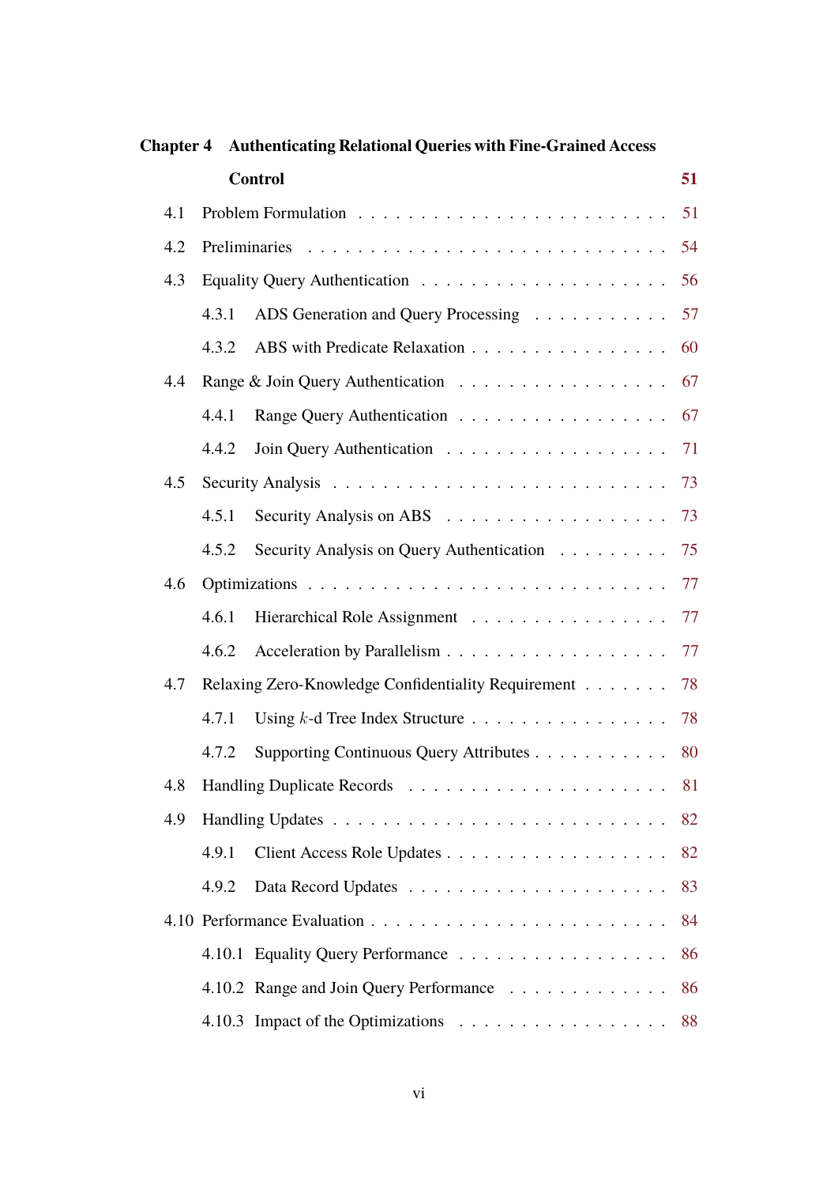**Chapter 4 Authenticating Relational Queries with Fine-Grained Access Control** 51

- 4.1 Problem Formulation . . . 51
- 4.2 Preliminaries . . . 54
- 4.3 Equality Query Authentication . . . 56
  - 4.3.1 ADS Generation and Query Processing . . . 57
  - 4.3.2 ABS with Predicate Relaxation . . . 60
- 4.4 Range & Join Query Authentication . . . 67
  - 4.4.1 Range Query Authentication . . . 67
  - 4.4.2 Join Query Authentication . . . 71
- 4.5 Security Analysis . . . 73
  - 4.5.1 Security Analysis on ABS . . . 73
  - 4.5.2 Security Analysis on Query Authentication . . . 75
- 4.6 Optimizations . . . 77
  - 4.6.1 Hierarchical Role Assignment . . . 77
  - 4.6.2 Acceleration by Parallelism . . . 77
- 4.7 Relaxing Zero-Knowledge Confidentiality Requirement . . . 78
  - 4.7.1 Using $k$-d Tree Index Structure . . . 78
  - 4.7.2 Supporting Continuous Query Attributes . . . 80
- 4.8 Handling Duplicate Records . . . 81
- 4.9 Handling Updates . . . 82
  - 4.9.1 Client Access Role Updates . . . 82
  - 4.9.2 Data Record Updates . . . 83
- 4.10 Performance Evaluation . . . 84
  - 4.10.1 Equality Query Performance . . . 86
  - 4.10.2 Range and Join Query Performance . . . 86
  - 4.10.3 Impact of the Optimizations . . . 88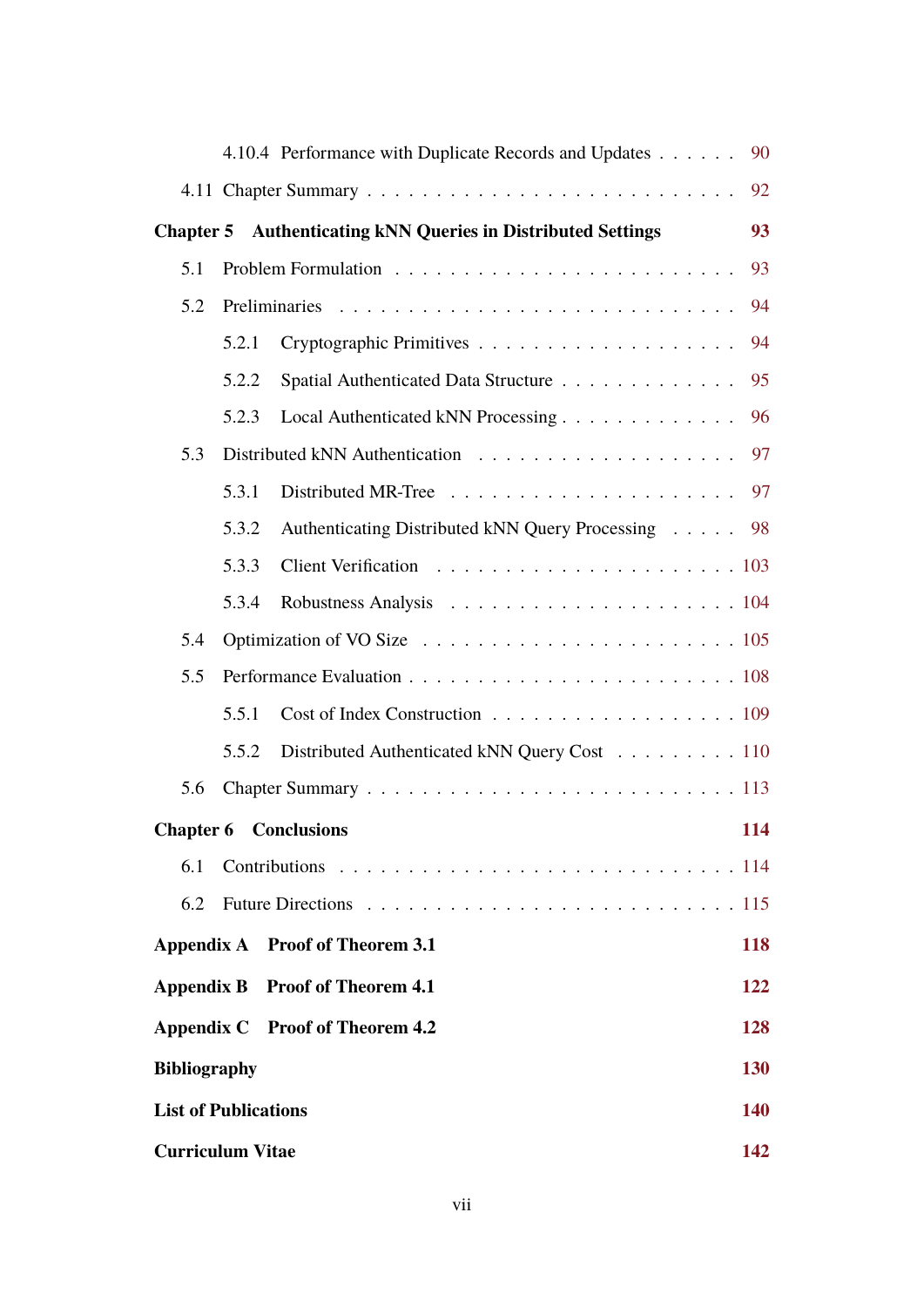4.10.4 Performance with Duplicate Records and Updates . . . . . . 90

4.11 Chapter Summary . . . . . . . . . . . . . . . . . . . . . . . . . . 92

**Chapter 5 Authenticating kNN Queries in Distributed Settings** **93**

5.1 Problem Formulation . . . . . . . . . . . . . . . . . . . . . . . . 93

5.2 Preliminaries . . . . . . . . . . . . . . . . . . . . . . . . . . . . 94

5.2.1 Cryptographic Primitives . . . . . . . . . . . . . . . . . . 94

5.2.2 Spatial Authenticated Data Structure . . . . . . . . . . . . 95

5.2.3 Local Authenticated kNN Processing . . . . . . . . . . . . 96

5.3 Distributed kNN Authentication . . . . . . . . . . . . . . . . . . 97

5.3.1 Distributed MR-Tree . . . . . . . . . . . . . . . . . . . . 97

5.3.2 Authenticating Distributed kNN Query Processing . . . . . 98

5.3.3 Client Verification . . . . . . . . . . . . . . . . . . . . . 103

5.3.4 Robustness Analysis . . . . . . . . . . . . . . . . . . . . 104

5.4 Optimization of VO Size . . . . . . . . . . . . . . . . . . . . . . 105

5.5 Performance Evaluation . . . . . . . . . . . . . . . . . . . . . . . 108

5.5.1 Cost of Index Construction . . . . . . . . . . . . . . . . . 109

5.5.2 Distributed Authenticated kNN Query Cost . . . . . . . . . 110

5.6 Chapter Summary . . . . . . . . . . . . . . . . . . . . . . . . . . 113

**Chapter 6 Conclusions** **114**

6.1 Contributions . . . . . . . . . . . . . . . . . . . . . . . . . . . . 114

6.2 Future Directions . . . . . . . . . . . . . . . . . . . . . . . . . . 115

**Appendix A Proof of Theorem 3.1** **118**

**Appendix B Proof of Theorem 4.1** **122**

**Appendix C Proof of Theorem 4.2** **128**

**Bibliography** **130**

**List of Publications** **140**

**Curriculum Vitae** **142**